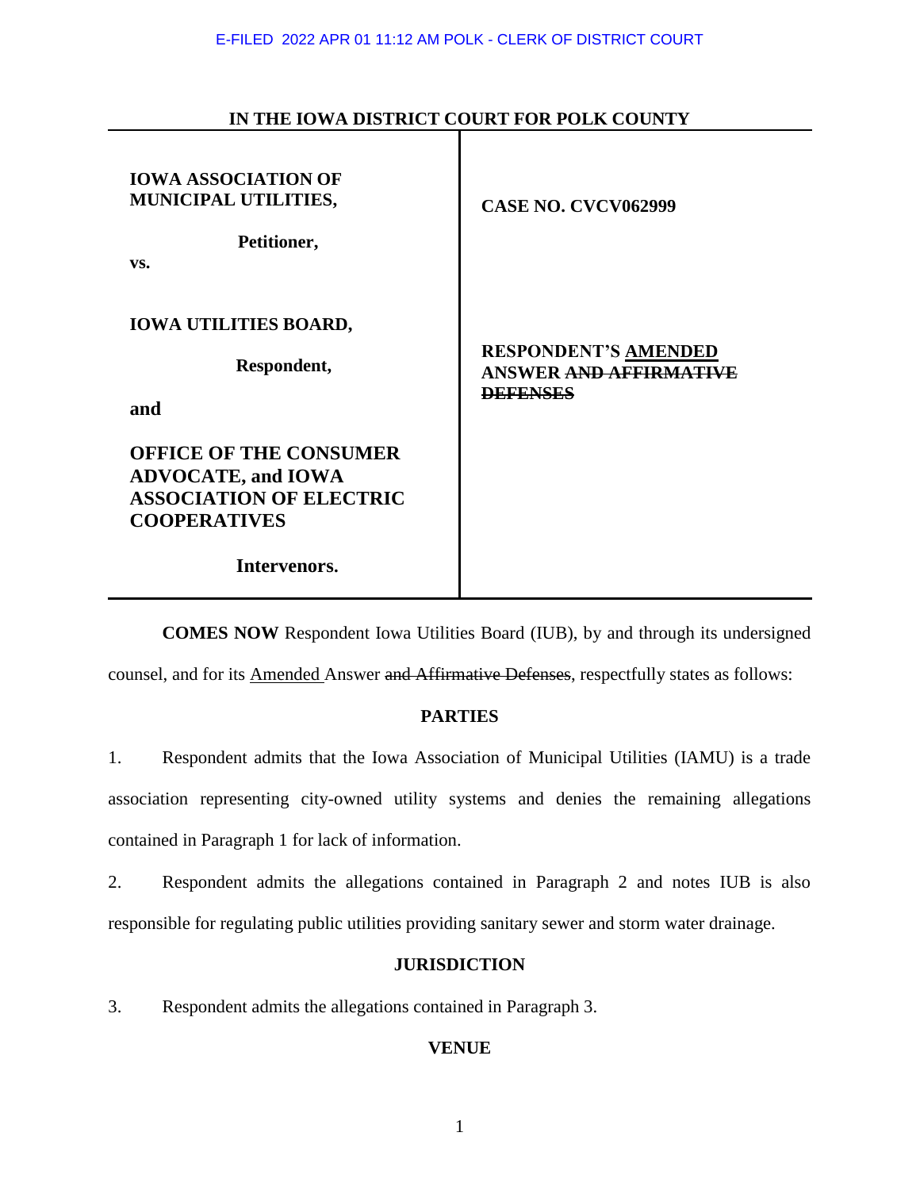**IN THE IOWA DISTRICT COURT FOR POLK COUNTY**

| | |
|---|---|
| **IOWA ASSOCIATION OF MUNICIPAL UTILITIES,**<br><br>**Petitioner,**<br><br>**vs.**<br><br>**IOWA UTILITIES BOARD,**<br><br>**Respondent,**<br><br>**and**<br><br>**OFFICE OF THE CONSUMER ADVOCATE, and IOWA ASSOCIATION OF ELECTRIC COOPERATIVES**<br><br>**Intervenors.** | **CASE NO. CVCV062999**<br><br>**RESPONDENT'S <u>AMENDED</u> ANSWER ~~AND AFFIRMATIVE DEFENSES~~** |

**COMES NOW** Respondent Iowa Utilities Board (IUB), by and through its undersigned counsel, and for its <u>Amended</u> Answer ~~and Affirmative Defenses~~, respectfully states as follows:

**PARTIES**

1. Respondent admits that the Iowa Association of Municipal Utilities (IAMU) is a trade association representing city-owned utility systems and denies the remaining allegations contained in Paragraph 1 for lack of information.

2. Respondent admits the allegations contained in Paragraph 2 and notes IUB is also responsible for regulating public utilities providing sanitary sewer and storm water drainage.

**JURISDICTION**

3. Respondent admits the allegations contained in Paragraph 3.

**VENUE**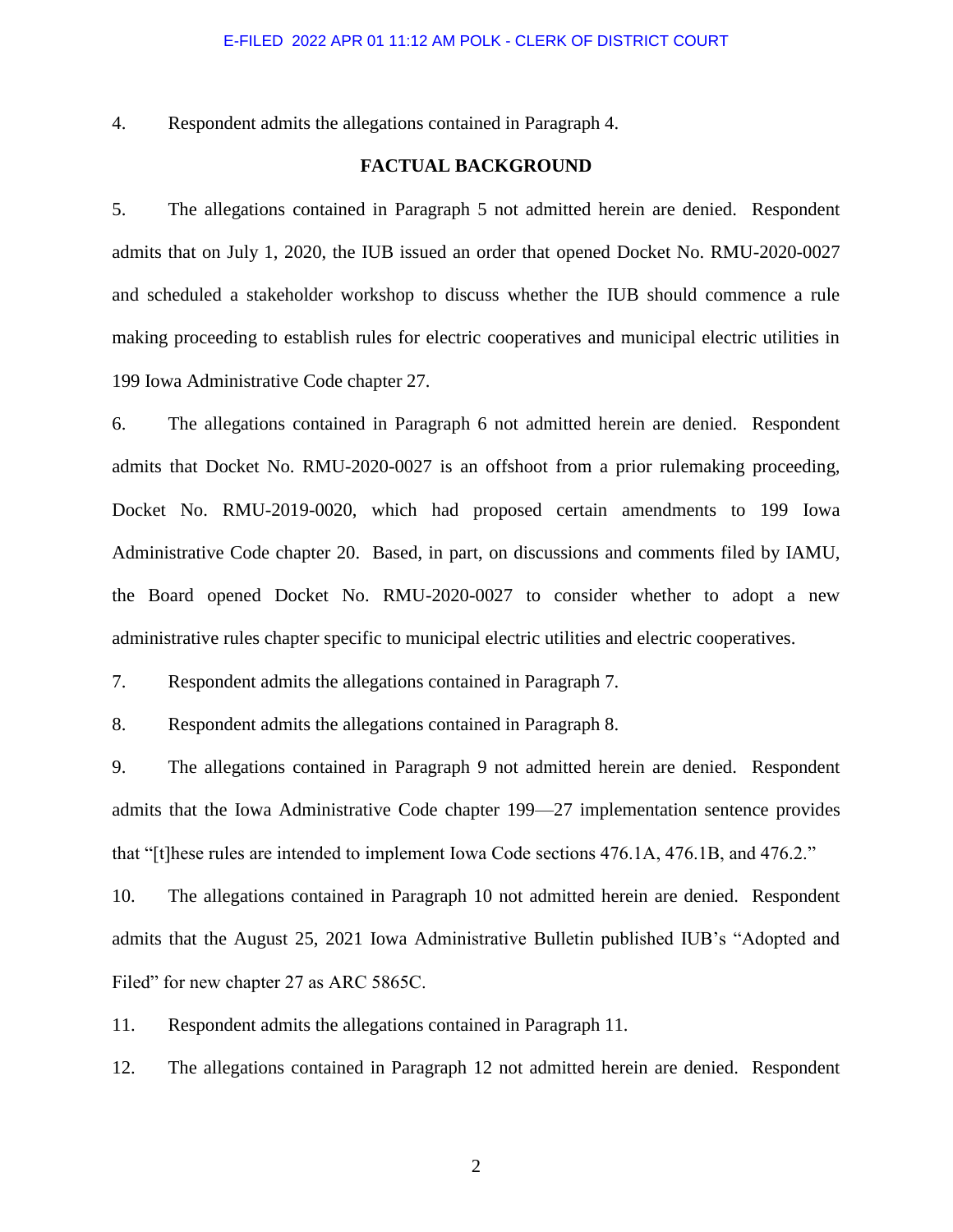4. Respondent admits the allegations contained in Paragraph 4.

**FACTUAL BACKGROUND**

5. The allegations contained in Paragraph 5 not admitted herein are denied. Respondent admits that on July 1, 2020, the IUB issued an order that opened Docket No. RMU-2020-0027 and scheduled a stakeholder workshop to discuss whether the IUB should commence a rule making proceeding to establish rules for electric cooperatives and municipal electric utilities in 199 Iowa Administrative Code chapter 27.

6. The allegations contained in Paragraph 6 not admitted herein are denied. Respondent admits that Docket No. RMU-2020-0027 is an offshoot from a prior rulemaking proceeding, Docket No. RMU-2019-0020, which had proposed certain amendments to 199 Iowa Administrative Code chapter 20. Based, in part, on discussions and comments filed by IAMU, the Board opened Docket No. RMU-2020-0027 to consider whether to adopt a new administrative rules chapter specific to municipal electric utilities and electric cooperatives.

7. Respondent admits the allegations contained in Paragraph 7.

8. Respondent admits the allegations contained in Paragraph 8.

9. The allegations contained in Paragraph 9 not admitted herein are denied. Respondent admits that the Iowa Administrative Code chapter 199—27 implementation sentence provides that "[t]hese rules are intended to implement Iowa Code sections 476.1A, 476.1B, and 476.2."

10. The allegations contained in Paragraph 10 not admitted herein are denied. Respondent admits that the August 25, 2021 Iowa Administrative Bulletin published IUB's "Adopted and Filed" for new chapter 27 as ARC 5865C.

11. Respondent admits the allegations contained in Paragraph 11.

12. The allegations contained in Paragraph 12 not admitted herein are denied. Respondent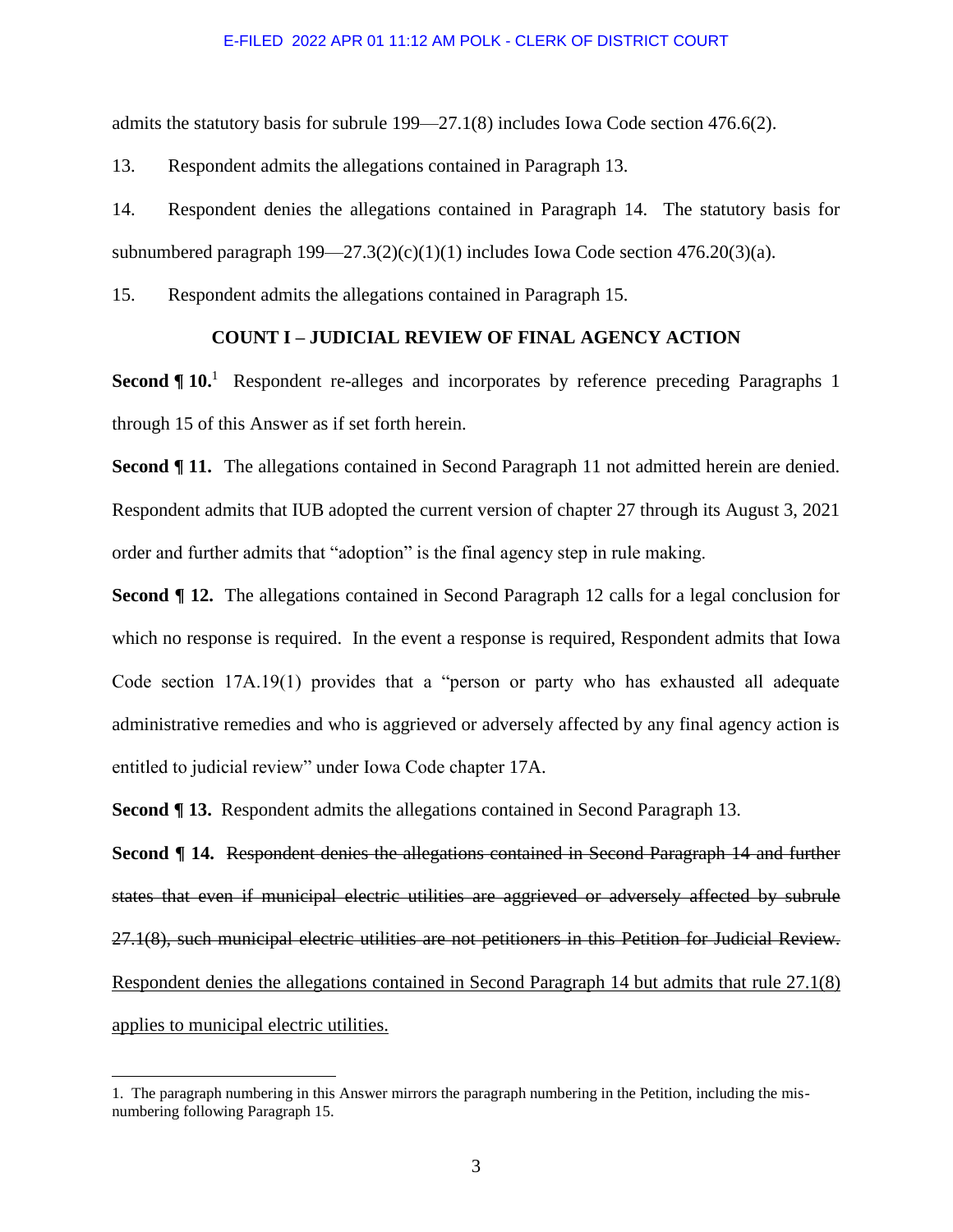admits the statutory basis for subrule 199—27.1(8) includes Iowa Code section 476.6(2).

13. Respondent admits the allegations contained in Paragraph 13.

14. Respondent denies the allegations contained in Paragraph 14. The statutory basis for subnumbered paragraph 199—27.3(2)(c)(1)(1) includes Iowa Code section 476.20(3)(a).

15. Respondent admits the allegations contained in Paragraph 15.

## COUNT I – JUDICIAL REVIEW OF FINAL AGENCY ACTION

**Second ¶ 10.**[1] Respondent re-alleges and incorporates by reference preceding Paragraphs 1 through 15 of this Answer as if set forth herein.

**Second ¶ 11.** The allegations contained in Second Paragraph 11 not admitted herein are denied. Respondent admits that IUB adopted the current version of chapter 27 through its August 3, 2021 order and further admits that "adoption" is the final agency step in rule making.

**Second ¶ 12.** The allegations contained in Second Paragraph 12 calls for a legal conclusion for which no response is required. In the event a response is required, Respondent admits that Iowa Code section 17A.19(1) provides that a "person or party who has exhausted all adequate administrative remedies and who is aggrieved or adversely affected by any final agency action is entitled to judicial review" under Iowa Code chapter 17A.

**Second ¶ 13.** Respondent admits the allegations contained in Second Paragraph 13.

**Second ¶ 14.** ~~Respondent denies the allegations contained in Second Paragraph 14 and further states that even if municipal electric utilities are aggrieved or adversely affected by subrule 27.1(8), such municipal electric utilities are not petitioners in this Petition for Judicial Review.~~ <u>Respondent denies the allegations contained in Second Paragraph 14 but admits that rule 27.1(8) applies to municipal electric utilities.</u>

---

1. The paragraph numbering in this Answer mirrors the paragraph numbering in the Petition, including the mis-numbering following Paragraph 15.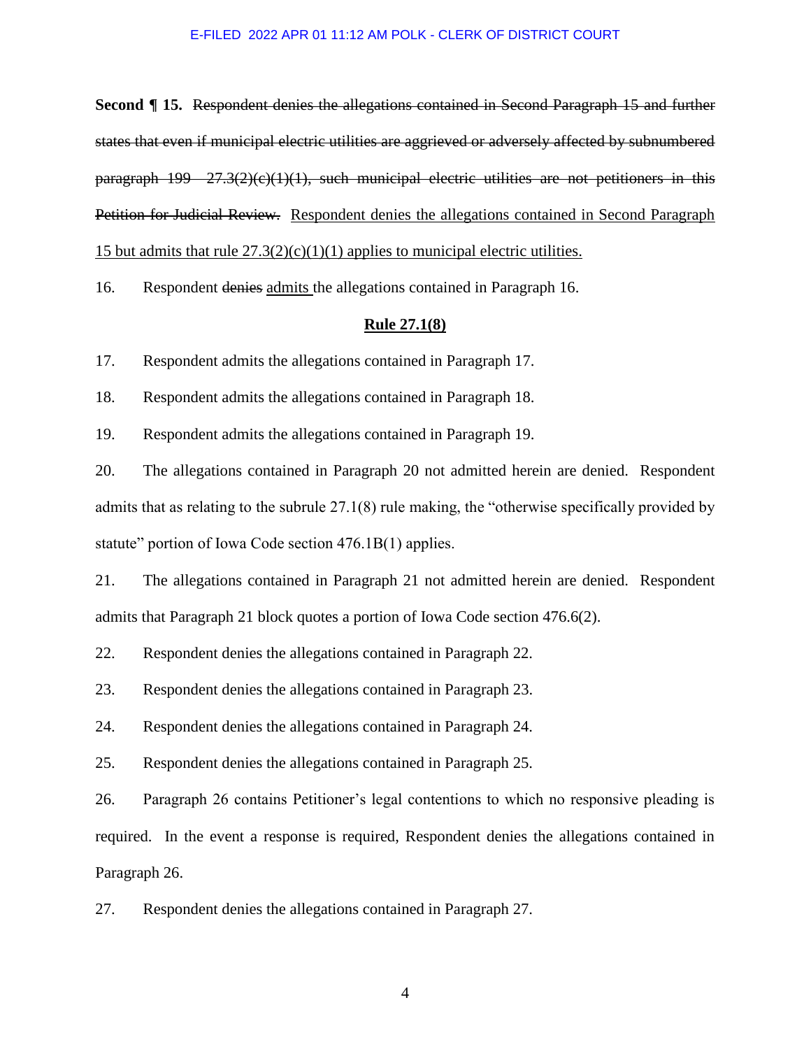**Second ¶ 15.** ~~Respondent denies the allegations contained in Second Paragraph 15 and further states that even if municipal electric utilities are aggrieved or adversely affected by subnumbered paragraph 199—27.3(2)(c)(1)(1), such municipal electric utilities are not petitioners in this Petition for Judicial Review.~~ <u>Respondent denies the allegations contained in Second Paragraph 15 but admits that rule 27.3(2)(c)(1)(1) applies to municipal electric utilities.</u>

16. Respondent ~~denies~~ <u>admits</u> the allegations contained in Paragraph 16.

**<u>Rule 27.1(8)</u>**

17. Respondent admits the allegations contained in Paragraph 17.

18. Respondent admits the allegations contained in Paragraph 18.

19. Respondent admits the allegations contained in Paragraph 19.

20. The allegations contained in Paragraph 20 not admitted herein are denied. Respondent admits that as relating to the subrule 27.1(8) rule making, the "otherwise specifically provided by statute" portion of Iowa Code section 476.1B(1) applies.

21. The allegations contained in Paragraph 21 not admitted herein are denied. Respondent admits that Paragraph 21 block quotes a portion of Iowa Code section 476.6(2).

22. Respondent denies the allegations contained in Paragraph 22.

23. Respondent denies the allegations contained in Paragraph 23.

24. Respondent denies the allegations contained in Paragraph 24.

25. Respondent denies the allegations contained in Paragraph 25.

26. Paragraph 26 contains Petitioner's legal contentions to which no responsive pleading is required. In the event a response is required, Respondent denies the allegations contained in Paragraph 26.

27. Respondent denies the allegations contained in Paragraph 27.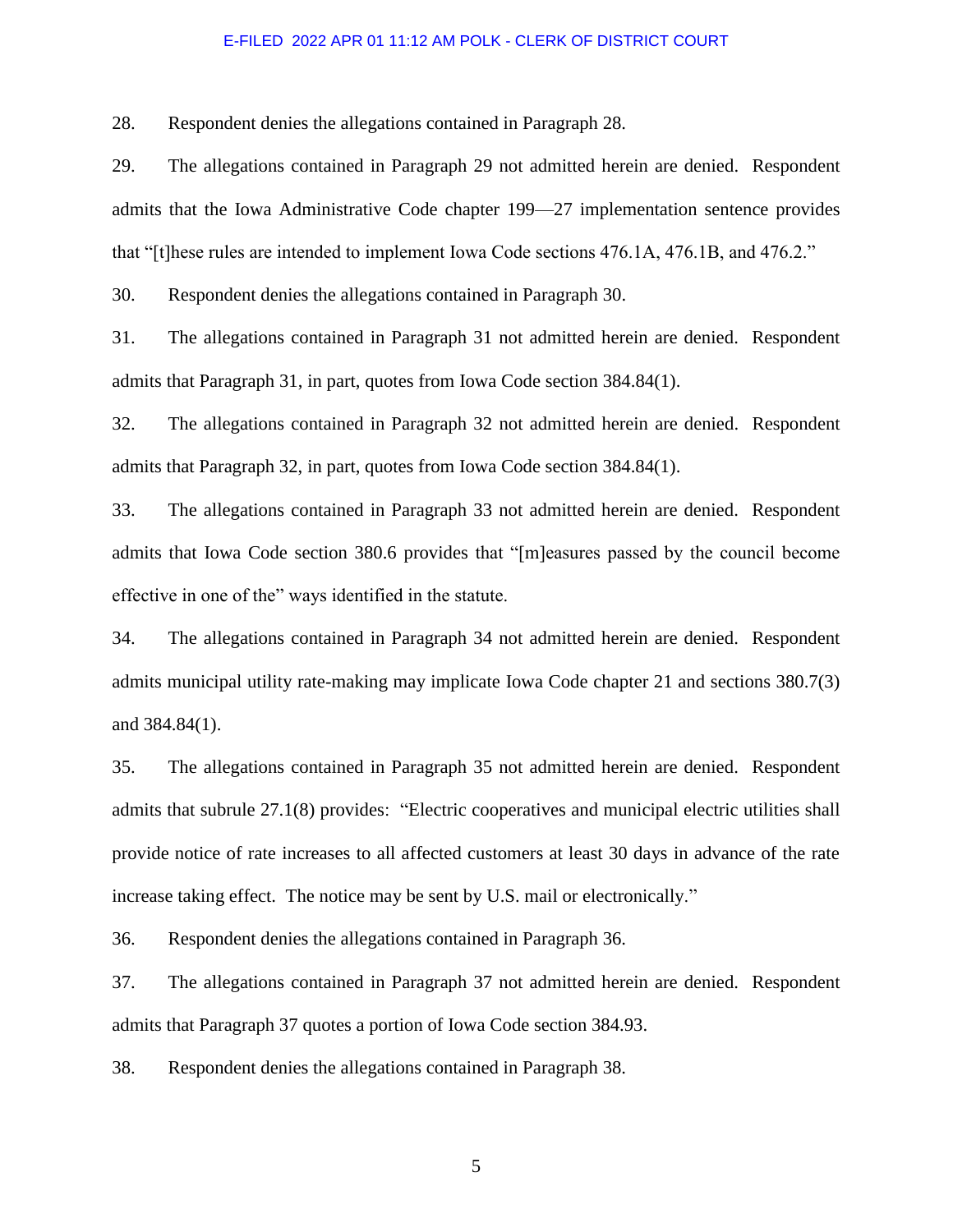28. Respondent denies the allegations contained in Paragraph 28.

29. The allegations contained in Paragraph 29 not admitted herein are denied. Respondent admits that the Iowa Administrative Code chapter 199—27 implementation sentence provides that "[t]hese rules are intended to implement Iowa Code sections 476.1A, 476.1B, and 476.2."

30. Respondent denies the allegations contained in Paragraph 30.

31. The allegations contained in Paragraph 31 not admitted herein are denied. Respondent admits that Paragraph 31, in part, quotes from Iowa Code section 384.84(1).

32. The allegations contained in Paragraph 32 not admitted herein are denied. Respondent admits that Paragraph 32, in part, quotes from Iowa Code section 384.84(1).

33. The allegations contained in Paragraph 33 not admitted herein are denied. Respondent admits that Iowa Code section 380.6 provides that "[m]easures passed by the council become effective in one of the" ways identified in the statute.

34. The allegations contained in Paragraph 34 not admitted herein are denied. Respondent admits municipal utility rate-making may implicate Iowa Code chapter 21 and sections 380.7(3) and 384.84(1).

35. The allegations contained in Paragraph 35 not admitted herein are denied. Respondent admits that subrule 27.1(8) provides: "Electric cooperatives and municipal electric utilities shall provide notice of rate increases to all affected customers at least 30 days in advance of the rate increase taking effect. The notice may be sent by U.S. mail or electronically."

36. Respondent denies the allegations contained in Paragraph 36.

37. The allegations contained in Paragraph 37 not admitted herein are denied. Respondent admits that Paragraph 37 quotes a portion of Iowa Code section 384.93.

38. Respondent denies the allegations contained in Paragraph 38.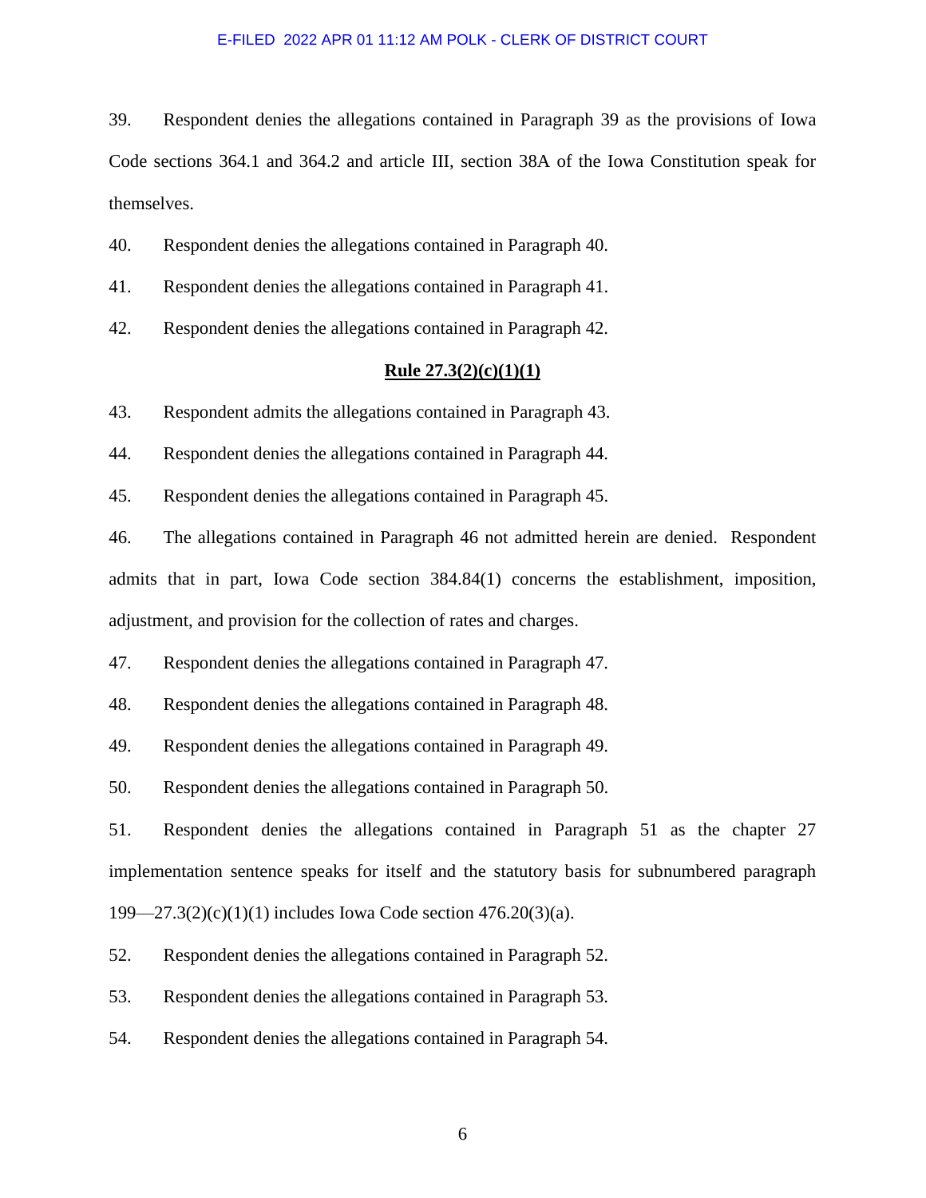39. Respondent denies the allegations contained in Paragraph 39 as the provisions of Iowa Code sections 364.1 and 364.2 and article III, section 38A of the Iowa Constitution speak for themselves.

40. Respondent denies the allegations contained in Paragraph 40.

41. Respondent denies the allegations contained in Paragraph 41.

42. Respondent denies the allegations contained in Paragraph 42.

**Rule 27.3(2)(c)(1)(1)**

43. Respondent admits the allegations contained in Paragraph 43.

44. Respondent denies the allegations contained in Paragraph 44.

45. Respondent denies the allegations contained in Paragraph 45.

46. The allegations contained in Paragraph 46 not admitted herein are denied. Respondent admits that in part, Iowa Code section 384.84(1) concerns the establishment, imposition, adjustment, and provision for the collection of rates and charges.

47. Respondent denies the allegations contained in Paragraph 47.

48. Respondent denies the allegations contained in Paragraph 48.

49. Respondent denies the allegations contained in Paragraph 49.

50. Respondent denies the allegations contained in Paragraph 50.

51. Respondent denies the allegations contained in Paragraph 51 as the chapter 27 implementation sentence speaks for itself and the statutory basis for subnumbered paragraph 199—27.3(2)(c)(1)(1) includes Iowa Code section 476.20(3)(a).

52. Respondent denies the allegations contained in Paragraph 52.

53. Respondent denies the allegations contained in Paragraph 53.

54. Respondent denies the allegations contained in Paragraph 54.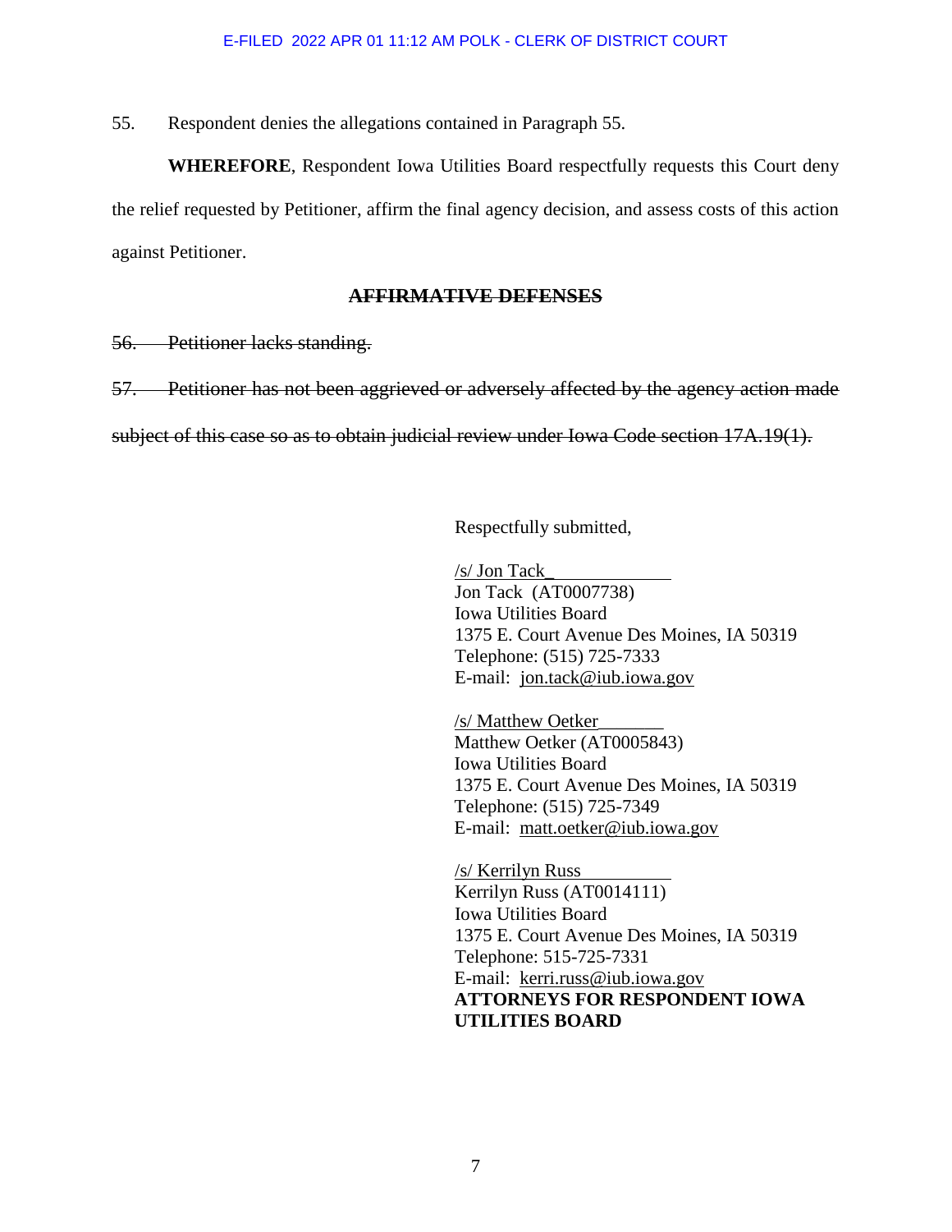55. Respondent denies the allegations contained in Paragraph 55.

**WHEREFORE**, Respondent Iowa Utilities Board respectfully requests this Court deny the relief requested by Petitioner, affirm the final agency decision, and assess costs of this action against Petitioner.

## ~~AFFIRMATIVE DEFENSES~~

~~56. Petitioner lacks standing.~~

~~57. Petitioner has not been aggrieved or adversely affected by the agency action made subject of this case so as to obtain judicial review under Iowa Code section 17A.19(1).~~

Respectfully submitted,

/s/ Jon Tack
Jon Tack (AT0007738)
Iowa Utilities Board
1375 E. Court Avenue Des Moines, IA 50319
Telephone: (515) 725-7333
E-mail: jon.tack@iub.iowa.gov

/s/ Matthew Oetker
Matthew Oetker (AT0005843)
Iowa Utilities Board
1375 E. Court Avenue Des Moines, IA 50319
Telephone: (515) 725-7349
E-mail: matt.oetker@iub.iowa.gov

/s/ Kerrilyn Russ
Kerrilyn Russ (AT0014111)
Iowa Utilities Board
1375 E. Court Avenue Des Moines, IA 50319
Telephone: 515-725-7331
E-mail: kerri.russ@iub.iowa.gov
**ATTORNEYS FOR RESPONDENT IOWA UTILITIES BOARD**